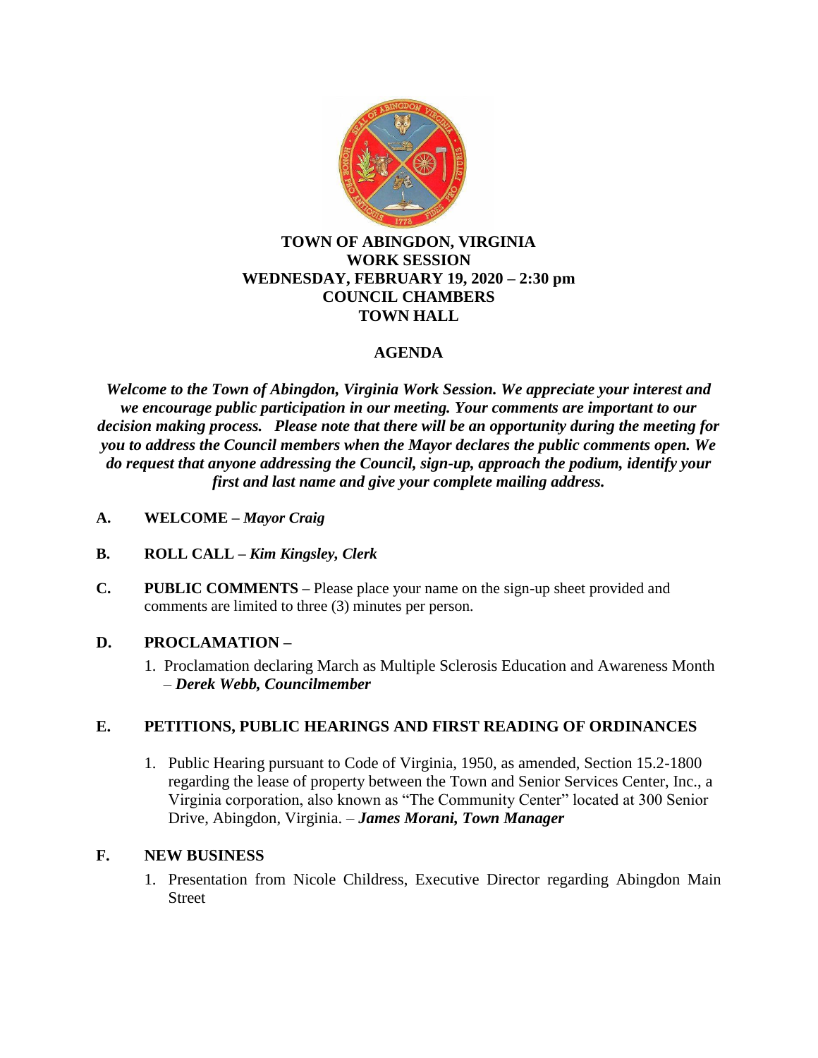**TOWN OF ABINGDON, VIRGINIA**
**WORK SESSION**
**WEDNESDAY, FEBRUARY 19, 2020 – 2:30 pm**
**COUNCIL CHAMBERS**
**TOWN HALL**

## AGENDA

***Welcome to the Town of Abingdon, Virginia Work Session. We appreciate your interest and we encourage public participation in our meeting. Your comments are important to our decision making process. Please note that there will be an opportunity during the meeting for you to address the Council members when the Mayor declares the public comments open. We do request that anyone addressing the Council, sign-up, approach the podium, identify your first and last name and give your complete mailing address.***

**A. WELCOME –** ***Mayor Craig***

**B. ROLL CALL –** ***Kim Kingsley, Clerk***

**C. PUBLIC COMMENTS –** Please place your name on the sign-up sheet provided and comments are limited to three (3) minutes per person.

**D. PROCLAMATION –**

1. Proclamation declaring March as Multiple Sclerosis Education and Awareness Month – ***Derek Webb, Councilmember***

**E. PETITIONS, PUBLIC HEARINGS AND FIRST READING OF ORDINANCES**

1. Public Hearing pursuant to Code of Virginia, 1950, as amended, Section 15.2-1800 regarding the lease of property between the Town and Senior Services Center, Inc., a Virginia corporation, also known as "The Community Center" located at 300 Senior Drive, Abingdon, Virginia. – ***James Morani, Town Manager***

**F. NEW BUSINESS**

1. Presentation from Nicole Childress, Executive Director regarding Abingdon Main Street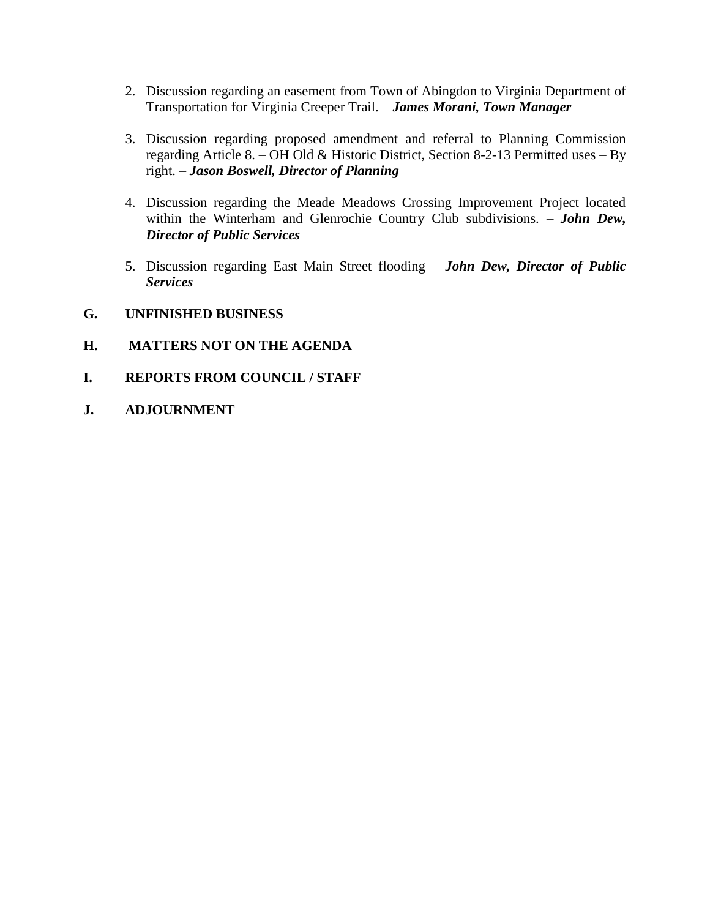2. Discussion regarding an easement from Town of Abingdon to Virginia Department of Transportation for Virginia Creeper Trail. – ***James Morani, Town Manager***

3. Discussion regarding proposed amendment and referral to Planning Commission regarding Article 8. – OH Old & Historic District, Section 8-2-13 Permitted uses – By right. – ***Jason Boswell, Director of Planning***

4. Discussion regarding the Meade Meadows Crossing Improvement Project located within the Winterham and Glenrochie Country Club subdivisions. – ***John Dew, Director of Public Services***

5. Discussion regarding East Main Street flooding – ***John Dew, Director of Public Services***

**G. UNFINISHED BUSINESS**

**H. MATTERS NOT ON THE AGENDA**

**I. REPORTS FROM COUNCIL / STAFF**

**J. ADJOURNMENT**